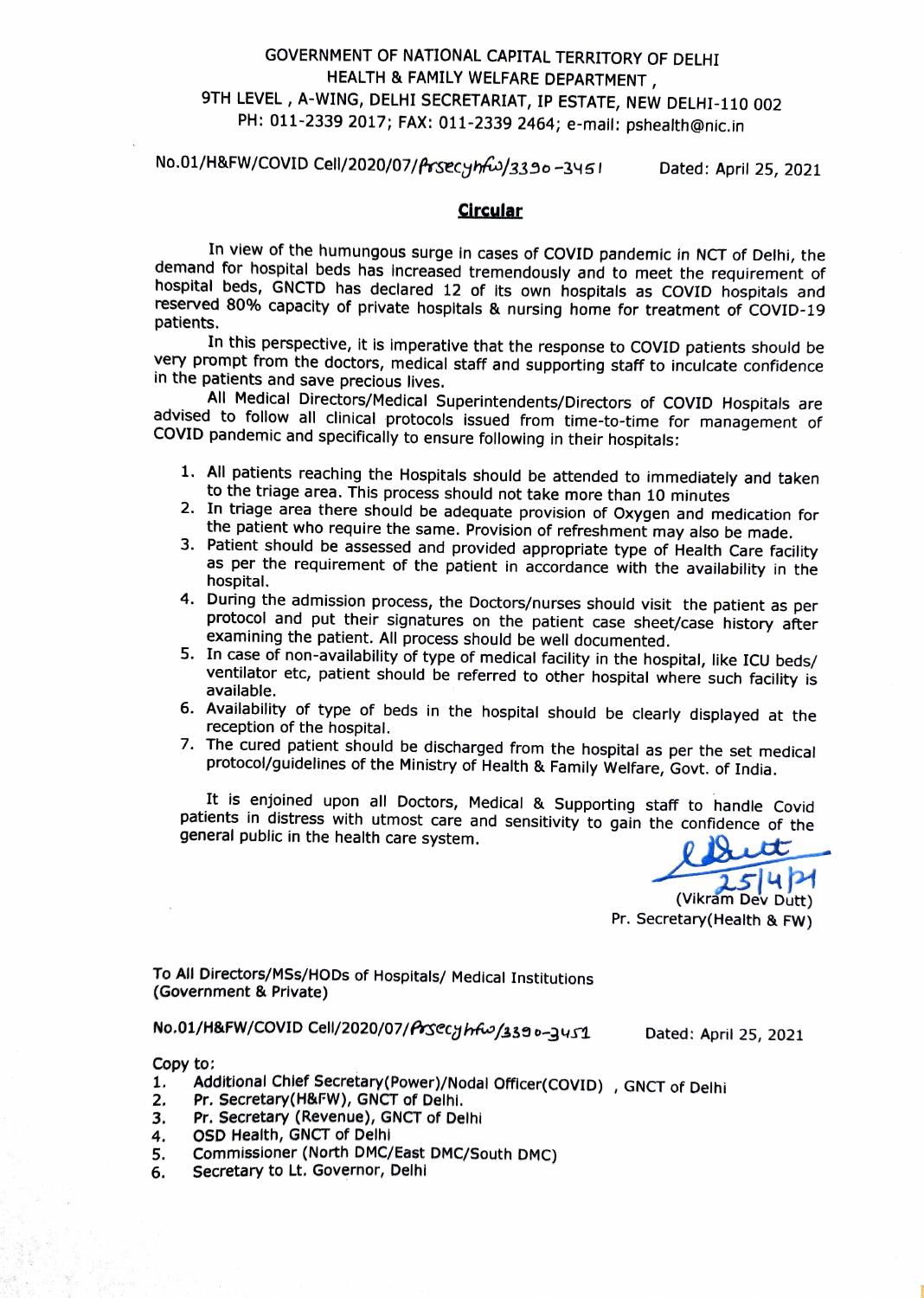GOVERNMENT OF NATIONAL CAPITAL TERRITORY OF DELHI
HEALTH & FAMILY WELFARE DEPARTMENT ,
9TH LEVEL , A-WING, DELHI SECRETARIAT, IP ESTATE, NEW DELHI-110 002
PH: 011-2339 2017; FAX: 011-2339 2464; e-mail: pshealth@nic.in

No.01/H&FW/COVID Cell/2020/07/Prsecyhfw/3390-3451 Dated: April 25, 2021

## Circular

In view of the humungous surge in cases of COVID pandemic in NCT of Delhi, the demand for hospital beds has increased tremendously and to meet the requirement of hospital beds, GNCTD has declared 12 of its own hospitals as COVID hospitals and reserved 80% capacity of private hospitals & nursing home for treatment of COVID-19 patients.

In this perspective, it is imperative that the response to COVID patients should be very prompt from the doctors, medical staff and supporting staff to inculcate confidence in the patients and save precious lives.

All Medical Directors/Medical Superintendents/Directors of COVID Hospitals are advised to follow all clinical protocols issued from time-to-time for management of COVID pandemic and specifically to ensure following in their hospitals:

1. All patients reaching the Hospitals should be attended to immediately and taken to the triage area. This process should not take more than 10 minutes
2. In triage area there should be adequate provision of Oxygen and medication for the patient who require the same. Provision of refreshment may also be made.
3. Patient should be assessed and provided appropriate type of Health Care facility as per the requirement of the patient in accordance with the availability in the hospital.
4. During the admission process, the Doctors/nurses should visit the patient as per protocol and put their signatures on the patient case sheet/case history after examining the patient. All process should be well documented.
5. In case of non-availability of type of medical facility in the hospital, like ICU beds/ ventilator etc, patient should be referred to other hospital where such facility is available.
6. Availability of type of beds in the hospital should be clearly displayed at the reception of the hospital.
7. The cured patient should be discharged from the hospital as per the set medical protocol/guidelines of the Ministry of Health & Family Welfare, Govt. of India.

It is enjoined upon all Doctors, Medical & Supporting staff to handle Covid patients in distress with utmost care and sensitivity to gain the confidence of the general public in the health care system.

25/4/21
(Vikram Dev Dutt)
Pr. Secretary(Health & FW)

To All Directors/MSs/HODs of Hospitals/ Medical Institutions
(Government & Private)

No.01/H&FW/COVID Cell/2020/07/Prsecyhfw/3390-3451 Dated: April 25, 2021

Copy to:

1. Additional Chief Secretary(Power)/Nodal Officer(COVID) , GNCT of Delhi
2. Pr. Secretary(H&FW), GNCT of Delhi.
3. Pr. Secretary (Revenue), GNCT of Delhi
4. OSD Health, GNCT of Delhi
5. Commissioner (North DMC/East DMC/South DMC)
6. Secretary to Lt. Governor, Delhi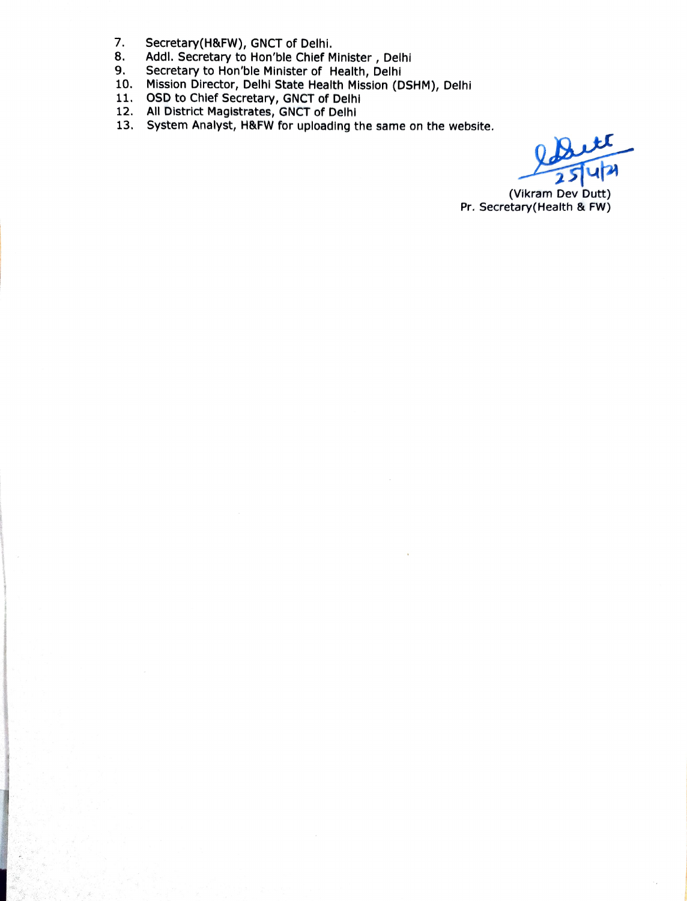7. Secretary(H&FW), GNCT of Delhi.
8. Addl. Secretary to Hon'ble Chief Minister , Delhi
9. Secretary to Hon'ble Minister of Health, Delhi
10. Mission Director, Delhi State Health Mission (DSHM), Delhi
11. OSD to Chief Secretary, GNCT of Delhi
12. All District Magistrates, GNCT of Delhi
13. System Analyst, H&FW for uploading the same on the website.

25/4/21

(Vikram Dev Dutt)
Pr. Secretary(Health & FW)